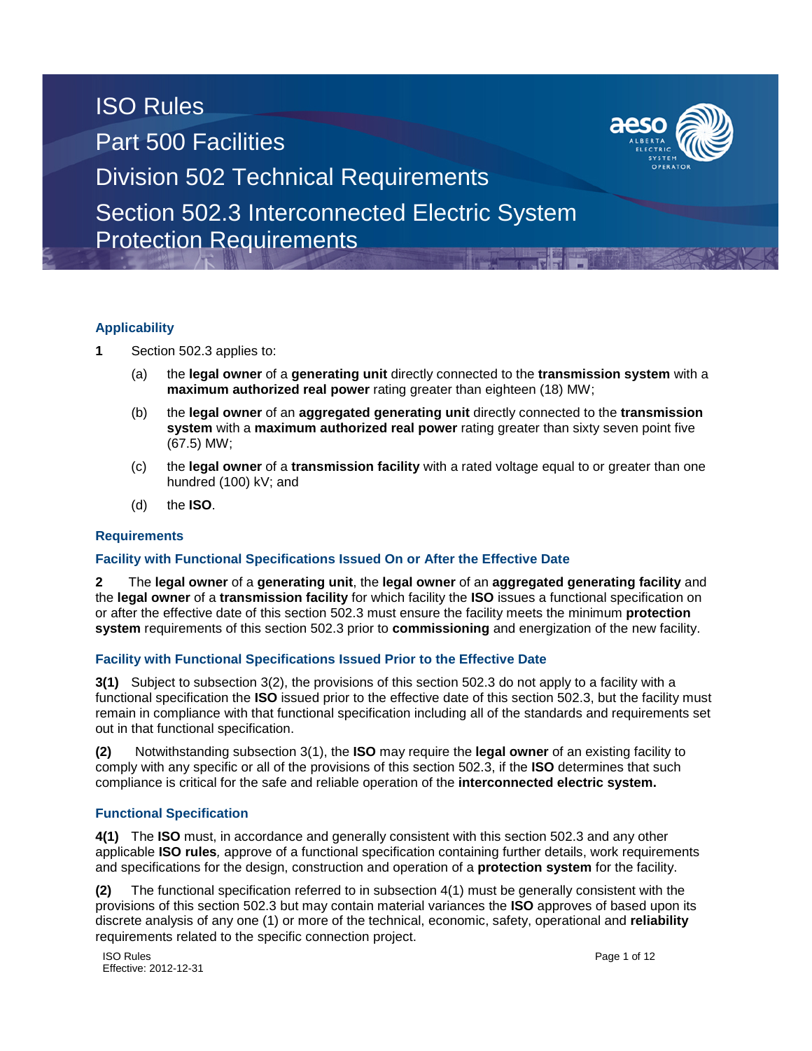# ISO Rules

## Part 500 Facilities

## Division 502 Technical Requirements

## Section 502.3 Interconnected Electric System Protection Requirements

### Applicability

**1** Section 502.3 applies to:

(a) the **legal owner** of a **generating unit** directly connected to the **transmission system** with a **maximum authorized real power** rating greater than eighteen (18) MW;

(b) the **legal owner** of an **aggregated generating unit** directly connected to the **transmission system** with a **maximum authorized real power** rating greater than sixty seven point five (67.5) MW;

(c) the **legal owner** of a **transmission facility** with a rated voltage equal to or greater than one hundred (100) kV; and

(d) the **ISO**.

### Requirements

### Facility with Functional Specifications Issued On or After the Effective Date

**2** The **legal owner** of a **generating unit**, the **legal owner** of an **aggregated generating facility** and the **legal owner** of a **transmission facility** for which facility the **ISO** issues a functional specification on or after the effective date of this section 502.3 must ensure the facility meets the minimum **protection system** requirements of this section 502.3 prior to **commissioning** and energization of the new facility.

### Facility with Functional Specifications Issued Prior to the Effective Date

**3(1)** Subject to subsection 3(2), the provisions of this section 502.3 do not apply to a facility with a functional specification the **ISO** issued prior to the effective date of this section 502.3, but the facility must remain in compliance with that functional specification including all of the standards and requirements set out in that functional specification.

**(2)** Notwithstanding subsection 3(1), the **ISO** may require the **legal owner** of an existing facility to comply with any specific or all of the provisions of this section 502.3, if the **ISO** determines that such compliance is critical for the safe and reliable operation of the **interconnected electric system.**

### Functional Specification

**4(1)** The **ISO** must, in accordance and generally consistent with this section 502.3 and any other applicable **ISO rules***,* approve of a functional specification containing further details, work requirements and specifications for the design, construction and operation of a **protection system** for the facility.

**(2)** The functional specification referred to in subsection 4(1) must be generally consistent with the provisions of this section 502.3 but may contain material variances the **ISO** approves of based upon its discrete analysis of any one (1) or more of the technical, economic, safety, operational and **reliability** requirements related to the specific connection project.

ISO Rules
Effective: 2012-12-31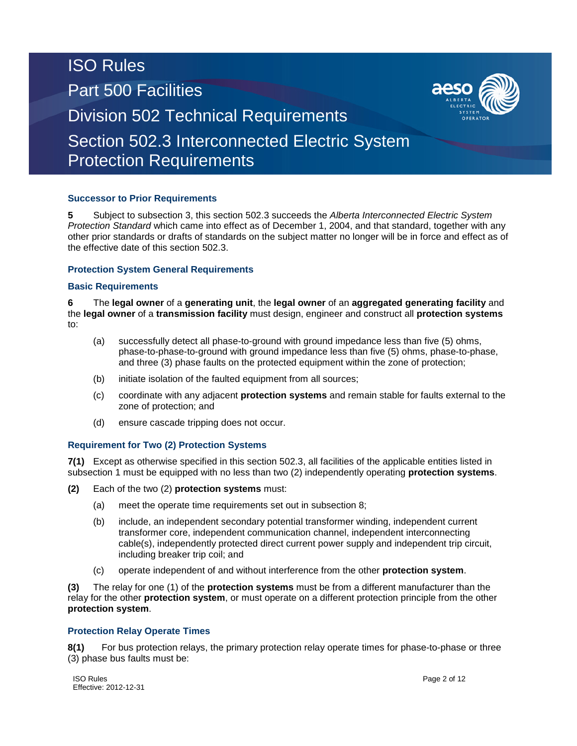# ISO Rules
## Part 500 Facilities
## Division 502 Technical Requirements
## Section 502.3 Interconnected Electric System Protection Requirements

### Successor to Prior Requirements

**5** Subject to subsection 3, this section 502.3 succeeds the *Alberta Interconnected Electric System Protection Standard* which came into effect as of December 1, 2004, and that standard, together with any other prior standards or drafts of standards on the subject matter no longer will be in force and effect as of the effective date of this section 502.3.

### Protection System General Requirements

### Basic Requirements

**6** The **legal owner** of a **generating unit**, the **legal owner** of an **aggregated generating facility** and the **legal owner** of a **transmission facility** must design, engineer and construct all **protection systems** to:

(a) successfully detect all phase-to-ground with ground impedance less than five (5) ohms, phase-to-phase-to-ground with ground impedance less than five (5) ohms, phase-to-phase, and three (3) phase faults on the protected equipment within the zone of protection;

(b) initiate isolation of the faulted equipment from all sources;

(c) coordinate with any adjacent **protection systems** and remain stable for faults external to the zone of protection; and

(d) ensure cascade tripping does not occur.

### Requirement for Two (2) Protection Systems

**7(1)** Except as otherwise specified in this section 502.3, all facilities of the applicable entities listed in subsection 1 must be equipped with no less than two (2) independently operating **protection systems**.

**(2)** Each of the two (2) **protection systems** must:

(a) meet the operate time requirements set out in subsection 8;

(b) include, an independent secondary potential transformer winding, independent current transformer core, independent communication channel, independent interconnecting cable(s), independently protected direct current power supply and independent trip circuit, including breaker trip coil; and

(c) operate independent of and without interference from the other **protection system**.

**(3)** The relay for one (1) of the **protection systems** must be from a different manufacturer than the relay for the other **protection system**, or must operate on a different protection principle from the other **protection system**.

### Protection Relay Operate Times

**8(1)** For bus protection relays, the primary protection relay operate times for phase-to-phase or three (3) phase bus faults must be: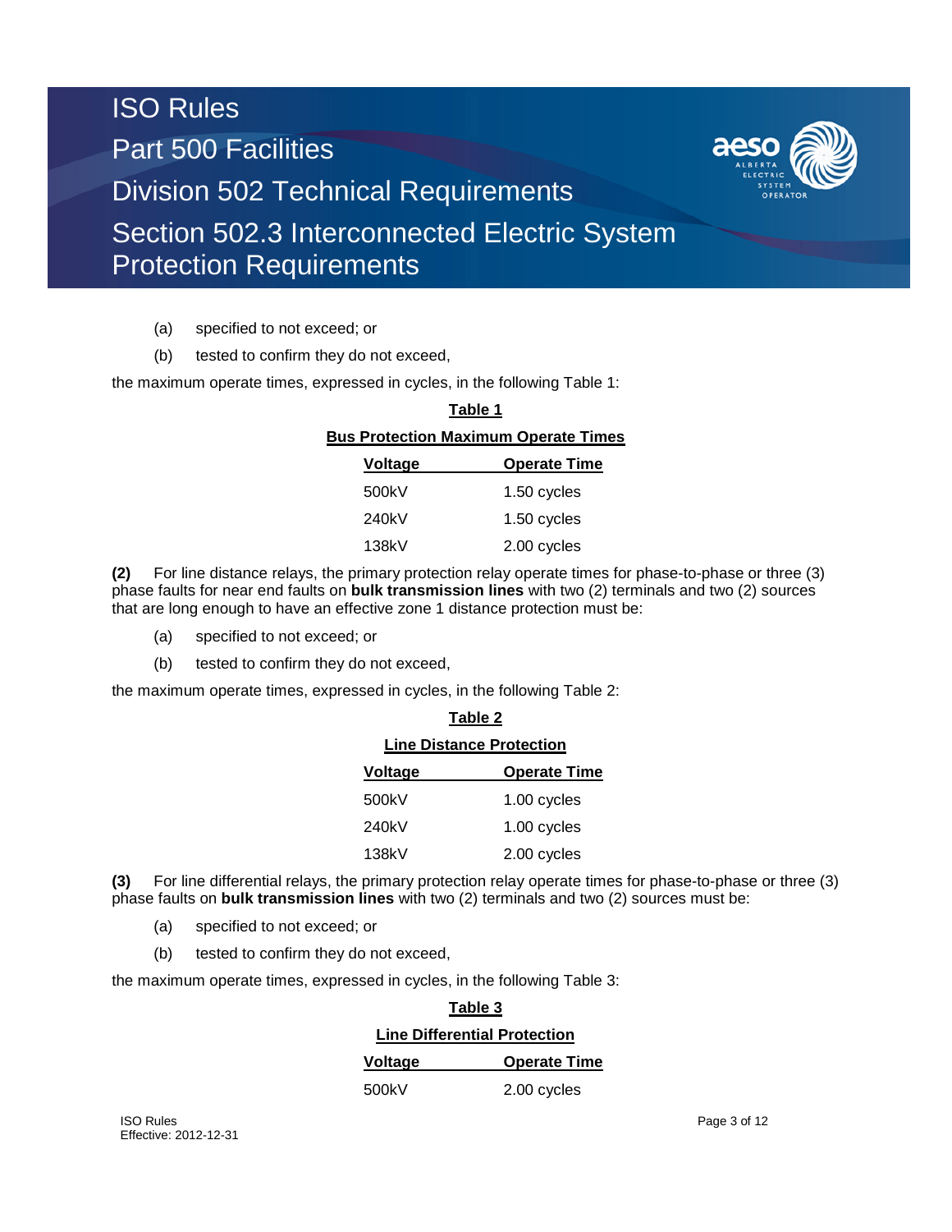(a) specified to not exceed; or

(b) tested to confirm they do not exceed,

the maximum operate times, expressed in cycles, in the following Table 1:

**Table 1**

**Bus Protection Maximum Operate Times**

| Voltage | Operate Time |
|---|---|
| 500kV | 1.50 cycles |
| 240kV | 1.50 cycles |
| 138kV | 2.00 cycles |

**(2)** For line distance relays, the primary protection relay operate times for phase-to-phase or three (3) phase faults for near end faults on **bulk transmission lines** with two (2) terminals and two (2) sources that are long enough to have an effective zone 1 distance protection must be:

(a) specified to not exceed; or

(b) tested to confirm they do not exceed,

the maximum operate times, expressed in cycles, in the following Table 2:

**Table 2**

**Line Distance Protection**

| Voltage | Operate Time |
|---|---|
| 500kV | 1.00 cycles |
| 240kV | 1.00 cycles |
| 138kV | 2.00 cycles |

**(3)** For line differential relays, the primary protection relay operate times for phase-to-phase or three (3) phase faults on **bulk transmission lines** with two (2) terminals and two (2) sources must be:

(a) specified to not exceed; or

(b) tested to confirm they do not exceed,

the maximum operate times, expressed in cycles, in the following Table 3:

**Table 3**

**Line Differential Protection**

| Voltage | Operate Time |
|---|---|
| 500kV | 2.00 cycles |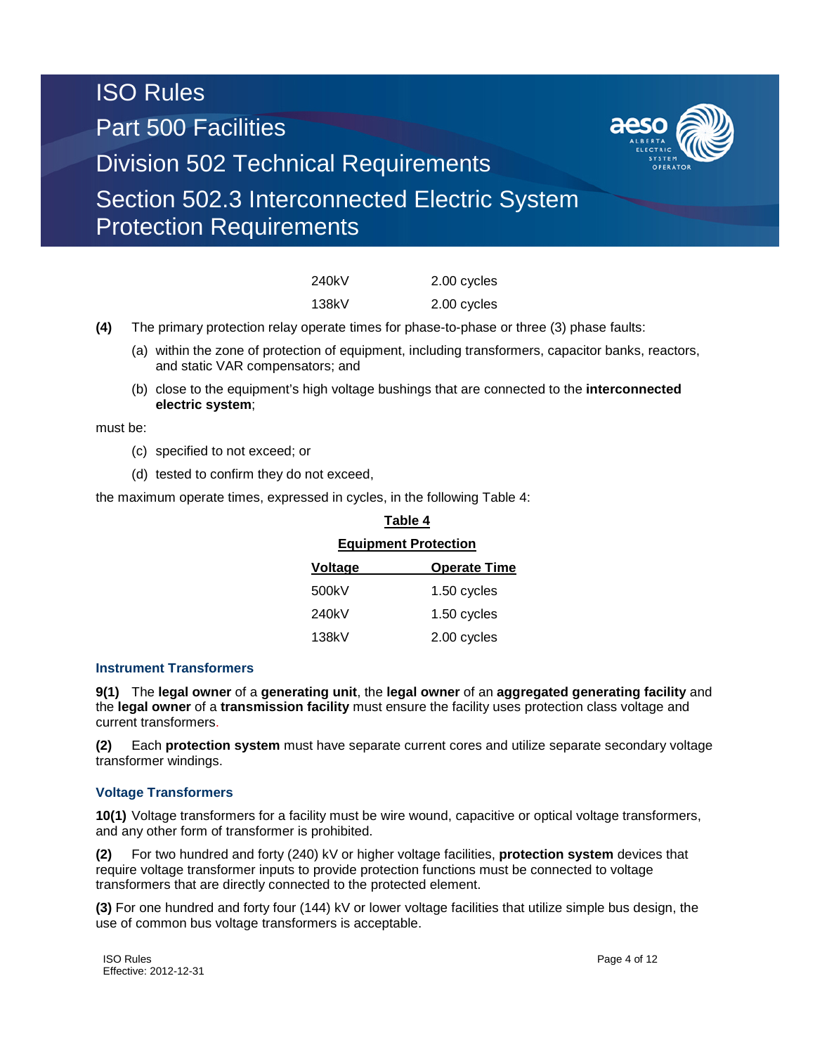| | |
|---|---|
| 240kV | 2.00 cycles |
| 138kV | 2.00 cycles |

**(4)** The primary protection relay operate times for phase-to-phase or three (3) phase faults:

(a) within the zone of protection of equipment, including transformers, capacitor banks, reactors, and static VAR compensators; and

(b) close to the equipment's high voltage bushings that are connected to the **interconnected electric system**;

must be:

(c) specified to not exceed; or

(d) tested to confirm they do not exceed,

the maximum operate times, expressed in cycles, in the following Table 4:

**Table 4**

**Equipment Protection**

| Voltage | Operate Time |
|---|---|
| 500kV | 1.50 cycles |
| 240kV | 1.50 cycles |
| 138kV | 2.00 cycles |

### Instrument Transformers

**9(1)** The **legal owner** of a **generating unit**, the **legal owner** of an **aggregated generating facility** and the **legal owner** of a **transmission facility** must ensure the facility uses protection class voltage and current transformers.

**(2)** Each **protection system** must have separate current cores and utilize separate secondary voltage transformer windings.

### Voltage Transformers

**10(1)** Voltage transformers for a facility must be wire wound, capacitive or optical voltage transformers, and any other form of transformer is prohibited.

**(2)** For two hundred and forty (240) kV or higher voltage facilities, **protection system** devices that require voltage transformer inputs to provide protection functions must be connected to voltage transformers that are directly connected to the protected element.

**(3)** For one hundred and forty four (144) kV or lower voltage facilities that utilize simple bus design, the use of common bus voltage transformers is acceptable.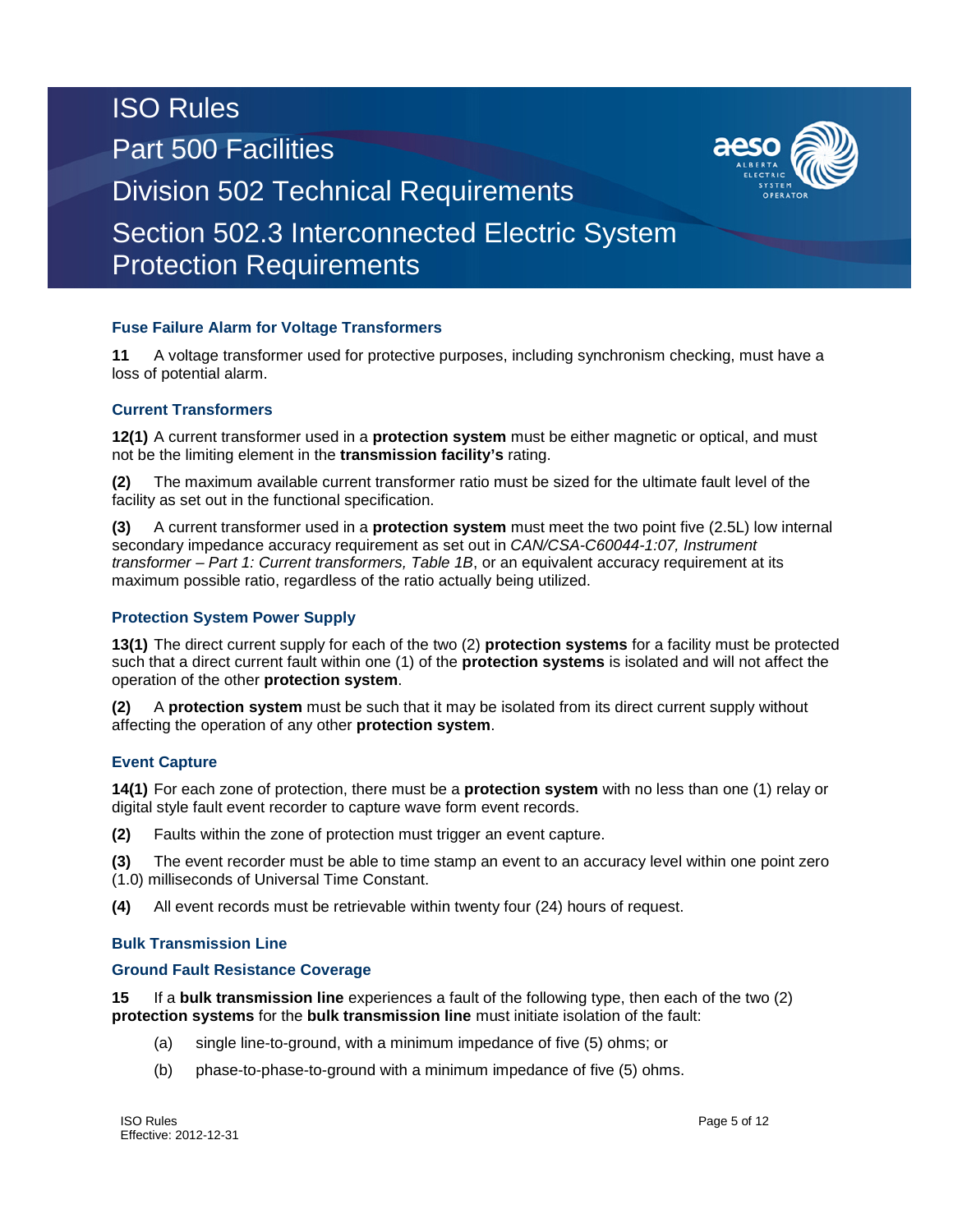### Fuse Failure Alarm for Voltage Transformers

**11** A voltage transformer used for protective purposes, including synchronism checking, must have a loss of potential alarm.

### Current Transformers

**12(1)** A current transformer used in a **protection system** must be either magnetic or optical, and must not be the limiting element in the **transmission facility's** rating.

**(2)** The maximum available current transformer ratio must be sized for the ultimate fault level of the facility as set out in the functional specification.

**(3)** A current transformer used in a **protection system** must meet the two point five (2.5L) low internal secondary impedance accuracy requirement as set out in *CAN/CSA-C60044-1:07, Instrument transformer – Part 1: Current transformers, Table 1B*, or an equivalent accuracy requirement at its maximum possible ratio, regardless of the ratio actually being utilized.

### Protection System Power Supply

**13(1)** The direct current supply for each of the two (2) **protection systems** for a facility must be protected such that a direct current fault within one (1) of the **protection systems** is isolated and will not affect the operation of the other **protection system**.

**(2)** A **protection system** must be such that it may be isolated from its direct current supply without affecting the operation of any other **protection system**.

### Event Capture

**14(1)** For each zone of protection, there must be a **protection system** with no less than one (1) relay or digital style fault event recorder to capture wave form event records.

**(2)** Faults within the zone of protection must trigger an event capture.

**(3)** The event recorder must be able to time stamp an event to an accuracy level within one point zero (1.0) milliseconds of Universal Time Constant.

**(4)** All event records must be retrievable within twenty four (24) hours of request.

### Bulk Transmission Line

### Ground Fault Resistance Coverage

**15** If a **bulk transmission line** experiences a fault of the following type, then each of the two (2) **protection systems** for the **bulk transmission line** must initiate isolation of the fault:

(a) single line-to-ground, with a minimum impedance of five (5) ohms; or

(b) phase-to-phase-to-ground with a minimum impedance of five (5) ohms.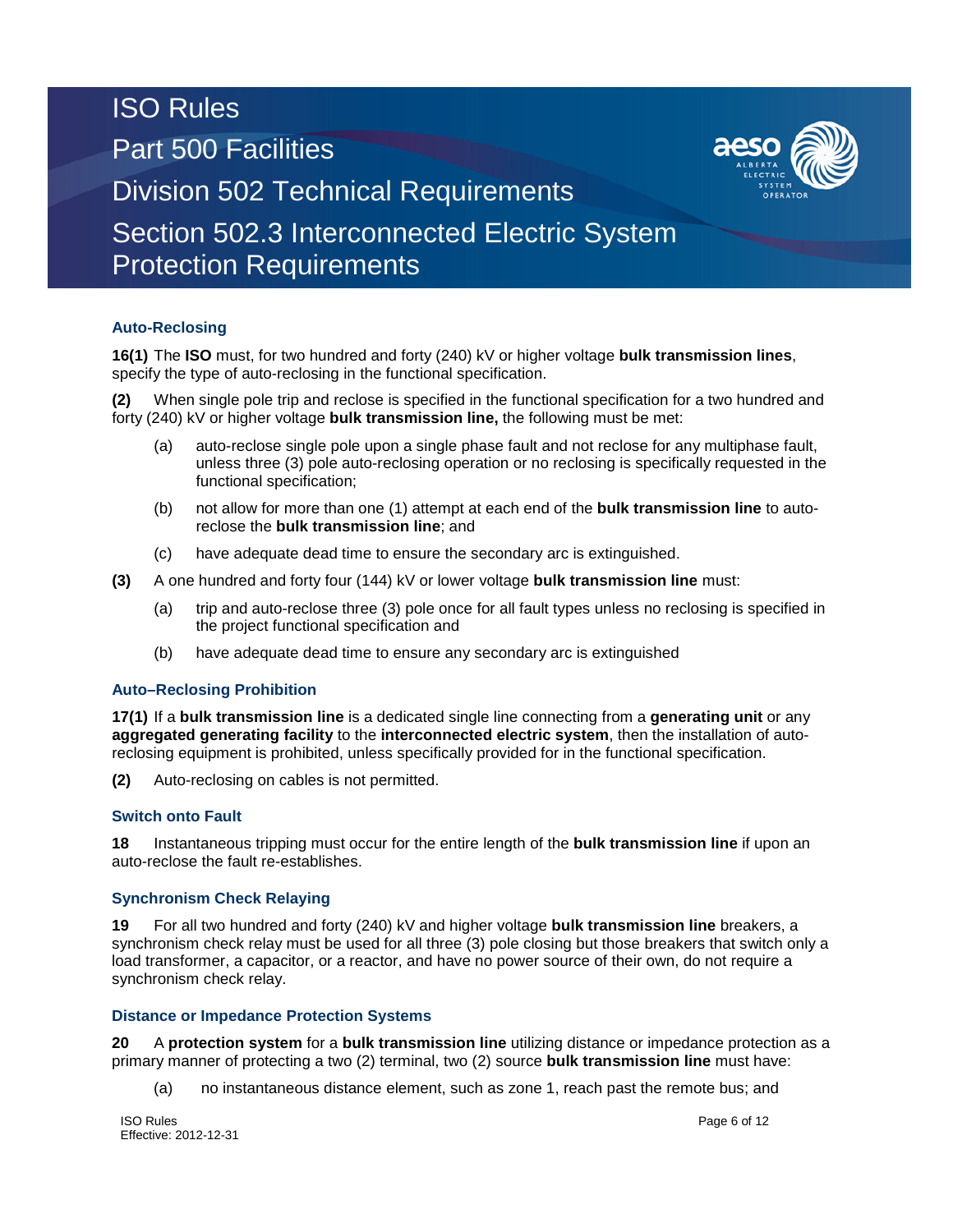### Auto-Reclosing

**16(1)** The **ISO** must, for two hundred and forty (240) kV or higher voltage **bulk transmission lines**, specify the type of auto-reclosing in the functional specification.

**(2)** When single pole trip and reclose is specified in the functional specification for a two hundred and forty (240) kV or higher voltage **bulk transmission line,** the following must be met:

- (a) auto-reclose single pole upon a single phase fault and not reclose for any multiphase fault, unless three (3) pole auto-reclosing operation or no reclosing is specifically requested in the functional specification;
- (b) not allow for more than one (1) attempt at each end of the **bulk transmission line** to auto-reclose the **bulk transmission line**; and
- (c) have adequate dead time to ensure the secondary arc is extinguished.

**(3)** A one hundred and forty four (144) kV or lower voltage **bulk transmission line** must:

- (a) trip and auto-reclose three (3) pole once for all fault types unless no reclosing is specified in the project functional specification and
- (b) have adequate dead time to ensure any secondary arc is extinguished

### Auto–Reclosing Prohibition

**17(1)** If a **bulk transmission line** is a dedicated single line connecting from a **generating unit** or any **aggregated generating facility** to the **interconnected electric system**, then the installation of auto-reclosing equipment is prohibited, unless specifically provided for in the functional specification.

**(2)** Auto-reclosing on cables is not permitted.

### Switch onto Fault

**18** Instantaneous tripping must occur for the entire length of the **bulk transmission line** if upon an auto-reclose the fault re-establishes.

### Synchronism Check Relaying

**19** For all two hundred and forty (240) kV and higher voltage **bulk transmission line** breakers, a synchronism check relay must be used for all three (3) pole closing but those breakers that switch only a load transformer, a capacitor, or a reactor, and have no power source of their own, do not require a synchronism check relay.

### Distance or Impedance Protection Systems

**20** A **protection system** for a **bulk transmission line** utilizing distance or impedance protection as a primary manner of protecting a two (2) terminal, two (2) source **bulk transmission line** must have:

- (a) no instantaneous distance element, such as zone 1, reach past the remote bus; and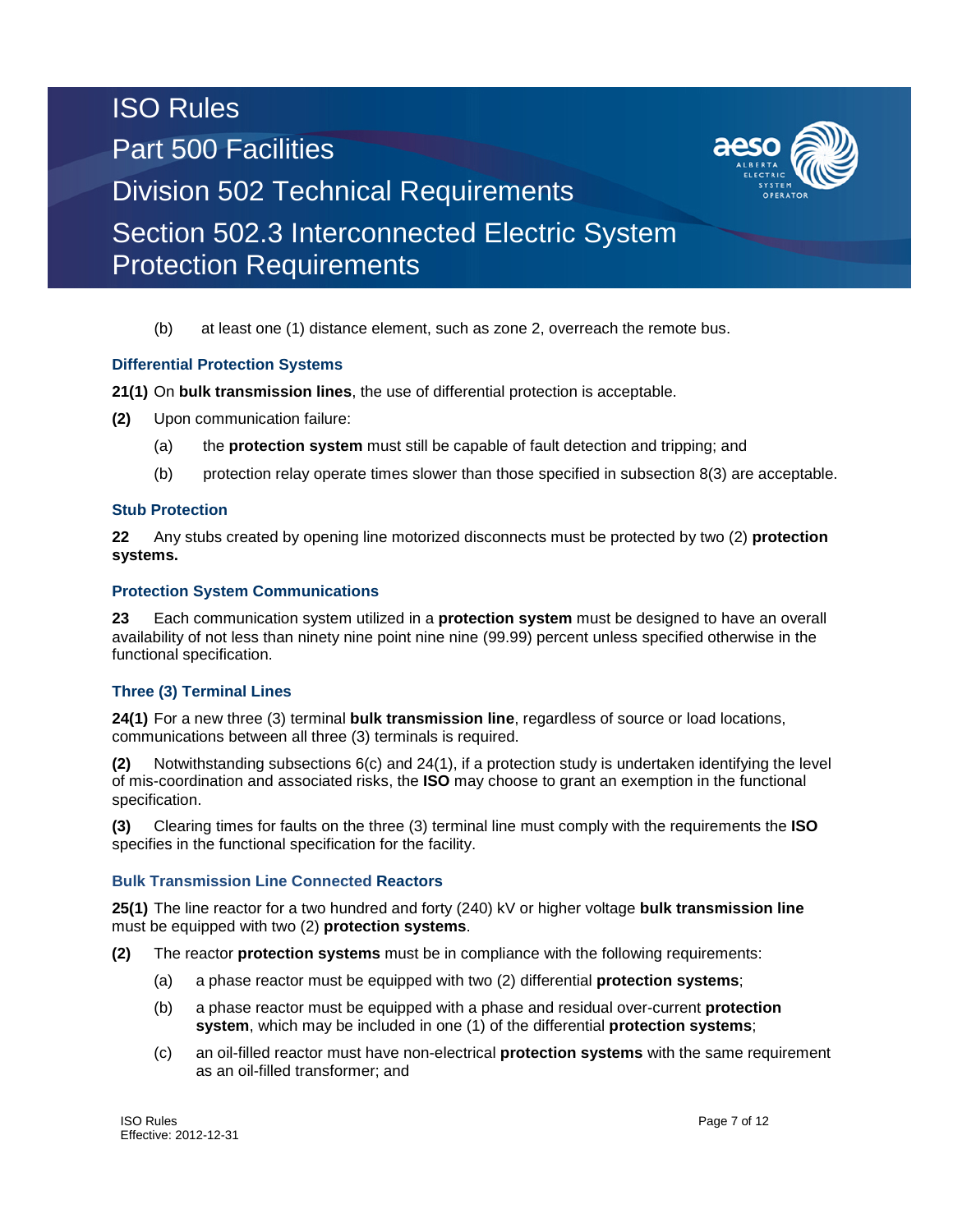(b) at least one (1) distance element, such as zone 2, overreach the remote bus.

### Differential Protection Systems

**21(1)** On **bulk transmission lines**, the use of differential protection is acceptable.

**(2)** Upon communication failure:

(a) the **protection system** must still be capable of fault detection and tripping; and

(b) protection relay operate times slower than those specified in subsection 8(3) are acceptable.

### Stub Protection

**22** Any stubs created by opening line motorized disconnects must be protected by two (2) **protection systems.**

### Protection System Communications

**23** Each communication system utilized in a **protection system** must be designed to have an overall availability of not less than ninety nine point nine nine (99.99) percent unless specified otherwise in the functional specification.

### Three (3) Terminal Lines

**24(1)** For a new three (3) terminal **bulk transmission line**, regardless of source or load locations, communications between all three (3) terminals is required.

**(2)** Notwithstanding subsections 6(c) and 24(1), if a protection study is undertaken identifying the level of mis-coordination and associated risks, the **ISO** may choose to grant an exemption in the functional specification.

**(3)** Clearing times for faults on the three (3) terminal line must comply with the requirements the **ISO** specifies in the functional specification for the facility.

### Bulk Transmission Line Connected Reactors

**25(1)** The line reactor for a two hundred and forty (240) kV or higher voltage **bulk transmission line** must be equipped with two (2) **protection systems**.

**(2)** The reactor **protection systems** must be in compliance with the following requirements:

(a) a phase reactor must be equipped with two (2) differential **protection systems**;

(b) a phase reactor must be equipped with a phase and residual over-current **protection system**, which may be included in one (1) of the differential **protection systems**;

(c) an oil-filled reactor must have non-electrical **protection systems** with the same requirement as an oil-filled transformer; and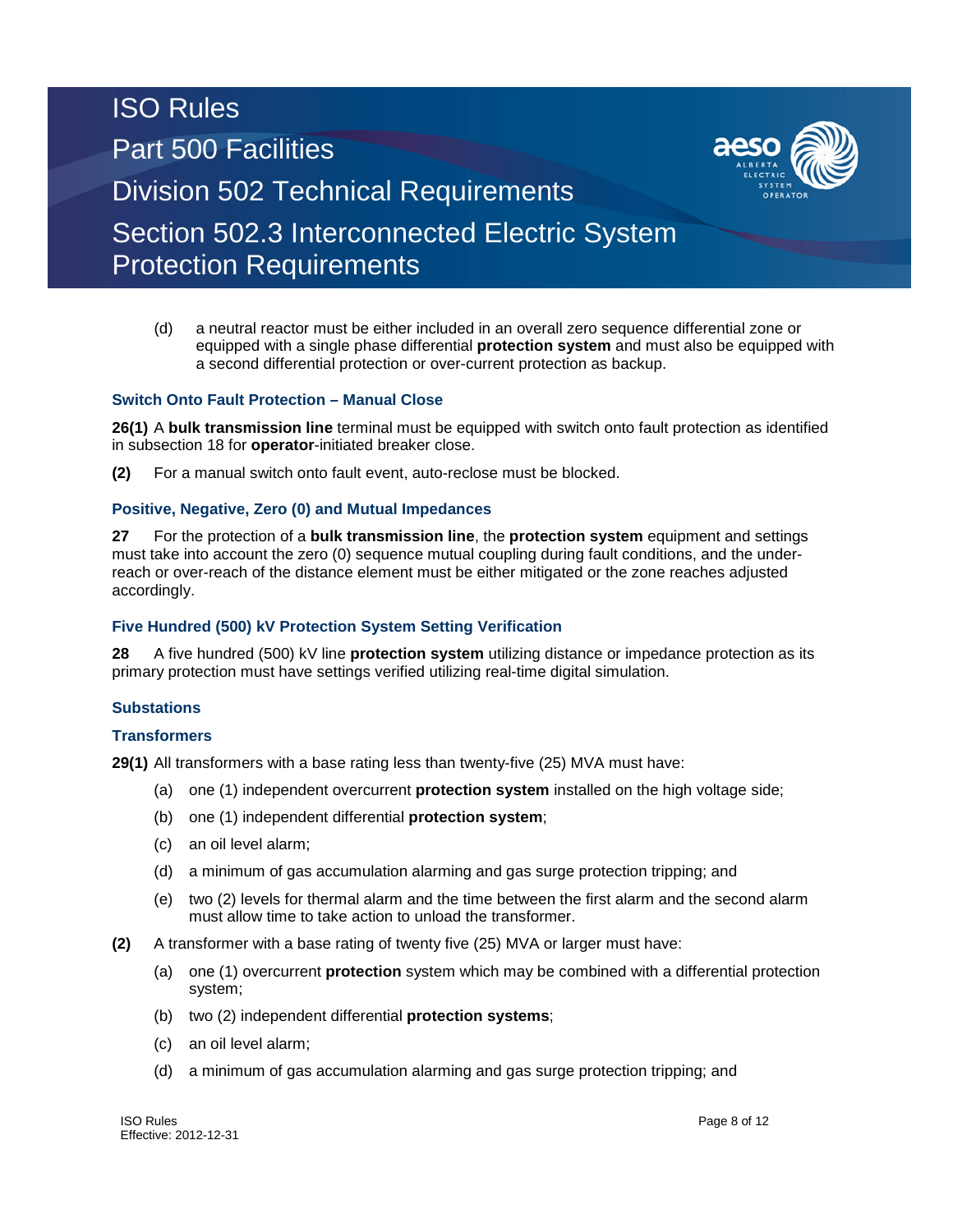(d) a neutral reactor must be either included in an overall zero sequence differential zone or equipped with a single phase differential **protection system** and must also be equipped with a second differential protection or over-current protection as backup.

### Switch Onto Fault Protection – Manual Close

**26(1)** A **bulk transmission line** terminal must be equipped with switch onto fault protection as identified in subsection 18 for **operator**-initiated breaker close.

**(2)** For a manual switch onto fault event, auto-reclose must be blocked.

### Positive, Negative, Zero (0) and Mutual Impedances

**27** For the protection of a **bulk transmission line**, the **protection system** equipment and settings must take into account the zero (0) sequence mutual coupling during fault conditions, and the under-reach or over-reach of the distance element must be either mitigated or the zone reaches adjusted accordingly.

### Five Hundred (500) kV Protection System Setting Verification

**28** A five hundred (500) kV line **protection system** utilizing distance or impedance protection as its primary protection must have settings verified utilizing real-time digital simulation.

### Substations

### Transformers

**29(1)** All transformers with a base rating less than twenty-five (25) MVA must have:

(a) one (1) independent overcurrent **protection system** installed on the high voltage side;

(b) one (1) independent differential **protection system**;

(c) an oil level alarm;

(d) a minimum of gas accumulation alarming and gas surge protection tripping; and

(e) two (2) levels for thermal alarm and the time between the first alarm and the second alarm must allow time to take action to unload the transformer.

**(2)** A transformer with a base rating of twenty five (25) MVA or larger must have:

(a) one (1) overcurrent **protection** system which may be combined with a differential protection system;

(b) two (2) independent differential **protection systems**;

(c) an oil level alarm;

(d) a minimum of gas accumulation alarming and gas surge protection tripping; and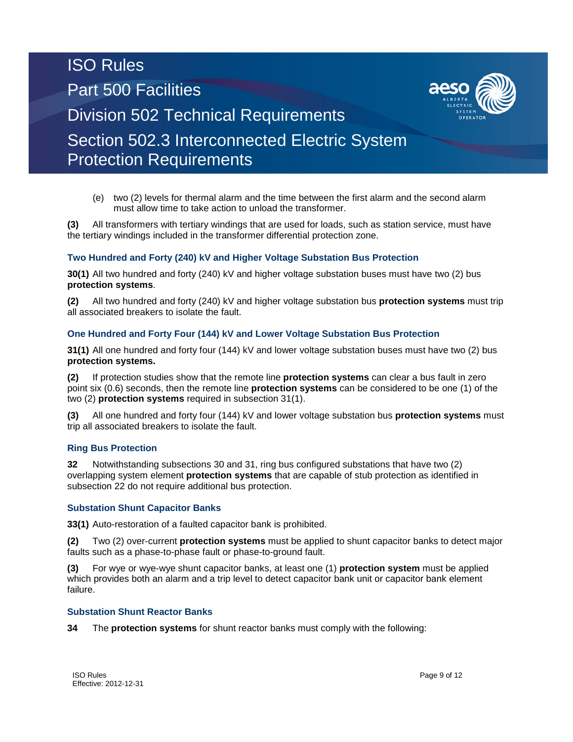(e) two (2) levels for thermal alarm and the time between the first alarm and the second alarm must allow time to take action to unload the transformer.

**(3)** All transformers with tertiary windings that are used for loads, such as station service, must have the tertiary windings included in the transformer differential protection zone.

### Two Hundred and Forty (240) kV and Higher Voltage Substation Bus Protection

**30(1)** All two hundred and forty (240) kV and higher voltage substation buses must have two (2) bus **protection systems**.

**(2)** All two hundred and forty (240) kV and higher voltage substation bus **protection systems** must trip all associated breakers to isolate the fault.

### One Hundred and Forty Four (144) kV and Lower Voltage Substation Bus Protection

**31(1)** All one hundred and forty four (144) kV and lower voltage substation buses must have two (2) bus **protection systems.**

**(2)** If protection studies show that the remote line **protection systems** can clear a bus fault in zero point six (0.6) seconds, then the remote line **protection systems** can be considered to be one (1) of the two (2) **protection systems** required in subsection 31(1).

**(3)** All one hundred and forty four (144) kV and lower voltage substation bus **protection systems** must trip all associated breakers to isolate the fault.

### Ring Bus Protection

**32** Notwithstanding subsections 30 and 31, ring bus configured substations that have two (2) overlapping system element **protection systems** that are capable of stub protection as identified in subsection 22 do not require additional bus protection.

### Substation Shunt Capacitor Banks

**33(1)** Auto-restoration of a faulted capacitor bank is prohibited.

**(2)** Two (2) over-current **protection systems** must be applied to shunt capacitor banks to detect major faults such as a phase-to-phase fault or phase-to-ground fault.

**(3)** For wye or wye-wye shunt capacitor banks, at least one (1) **protection system** must be applied which provides both an alarm and a trip level to detect capacitor bank unit or capacitor bank element failure.

### Substation Shunt Reactor Banks

**34** The **protection systems** for shunt reactor banks must comply with the following: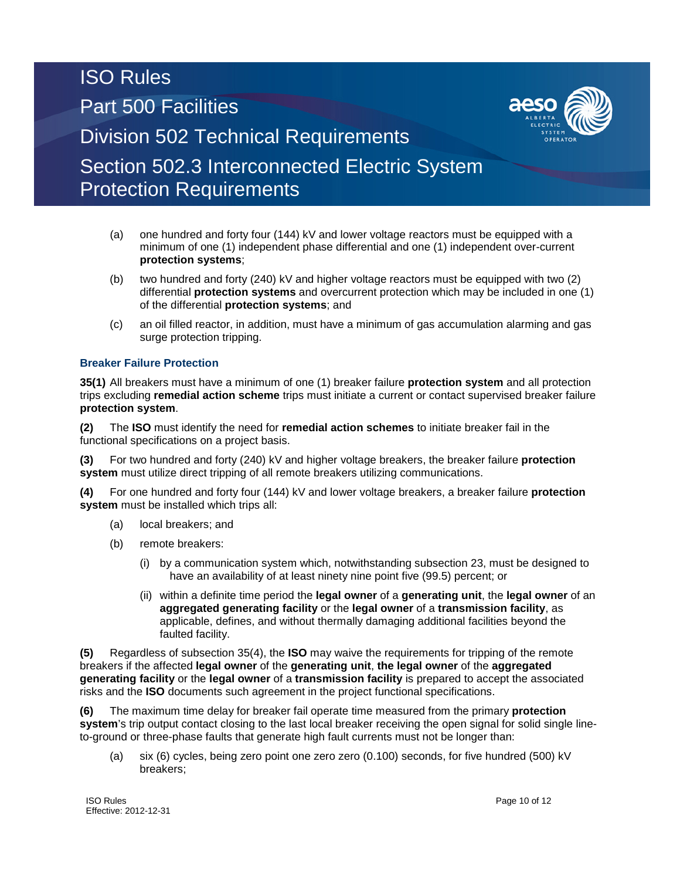(a) one hundred and forty four (144) kV and lower voltage reactors must be equipped with a minimum of one (1) independent phase differential and one (1) independent over-current **protection systems**;

(b) two hundred and forty (240) kV and higher voltage reactors must be equipped with two (2) differential **protection systems** and overcurrent protection which may be included in one (1) of the differential **protection systems**; and

(c) an oil filled reactor, in addition, must have a minimum of gas accumulation alarming and gas surge protection tripping.

### Breaker Failure Protection

**35(1)** All breakers must have a minimum of one (1) breaker failure **protection system** and all protection trips excluding **remedial action scheme** trips must initiate a current or contact supervised breaker failure **protection system**.

**(2)** The **ISO** must identify the need for **remedial action schemes** to initiate breaker fail in the functional specifications on a project basis.

**(3)** For two hundred and forty (240) kV and higher voltage breakers, the breaker failure **protection system** must utilize direct tripping of all remote breakers utilizing communications.

**(4)** For one hundred and forty four (144) kV and lower voltage breakers, a breaker failure **protection system** must be installed which trips all:

(a) local breakers; and

(b) remote breakers:

(i) by a communication system which, notwithstanding subsection 23, must be designed to have an availability of at least ninety nine point five (99.5) percent; or

(ii) within a definite time period the **legal owner** of a **generating unit**, the **legal owner** of an **aggregated generating facility** or the **legal owner** of a **transmission facility**, as applicable, defines, and without thermally damaging additional facilities beyond the faulted facility.

**(5)** Regardless of subsection 35(4), the **ISO** may waive the requirements for tripping of the remote breakers if the affected **legal owner** of the **generating unit**, **the legal owner** of the **aggregated generating facility** or the **legal owner** of a **transmission facility** is prepared to accept the associated risks and the **ISO** documents such agreement in the project functional specifications.

**(6)** The maximum time delay for breaker fail operate time measured from the primary **protection system**'s trip output contact closing to the last local breaker receiving the open signal for solid single line-to-ground or three-phase faults that generate high fault currents must not be longer than:

(a) six (6) cycles, being zero point one zero zero (0.100) seconds, for five hundred (500) kV breakers;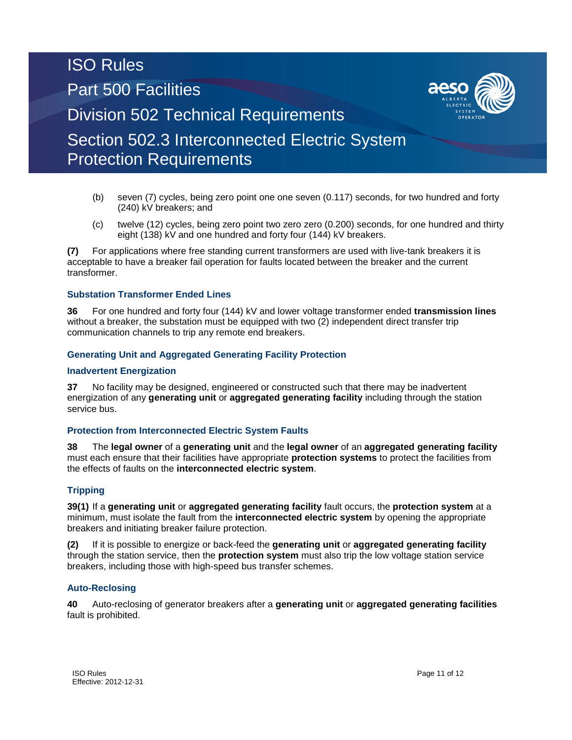(b) seven (7) cycles, being zero point one one seven (0.117) seconds, for two hundred and forty (240) kV breakers; and

(c) twelve (12) cycles, being zero point two zero zero (0.200) seconds, for one hundred and thirty eight (138) kV and one hundred and forty four (144) kV breakers.

**(7)** For applications where free standing current transformers are used with live-tank breakers it is acceptable to have a breaker fail operation for faults located between the breaker and the current transformer.

### Substation Transformer Ended Lines

**36** For one hundred and forty four (144) kV and lower voltage transformer ended **transmission lines** without a breaker, the substation must be equipped with two (2) independent direct transfer trip communication channels to trip any remote end breakers.

### Generating Unit and Aggregated Generating Facility Protection

### Inadvertent Energization

**37** No facility may be designed, engineered or constructed such that there may be inadvertent energization of any **generating unit** or **aggregated generating facility** including through the station service bus.

### Protection from Interconnected Electric System Faults

**38** The **legal owner** of a **generating unit** and the **legal owner** of an **aggregated generating facility** must each ensure that their facilities have appropriate **protection systems** to protect the facilities from the effects of faults on the **interconnected electric system**.

### Tripping

**39(1)** If a **generating unit** or **aggregated generating facility** fault occurs, the **protection system** at a minimum, must isolate the fault from the **interconnected electric system** by opening the appropriate breakers and initiating breaker failure protection.

**(2)** If it is possible to energize or back-feed the **generating unit** or **aggregated generating facility** through the station service, then the **protection system** must also trip the low voltage station service breakers, including those with high-speed bus transfer schemes.

### Auto-Reclosing

**40** Auto-reclosing of generator breakers after a **generating unit** or **aggregated generating facilities** fault is prohibited.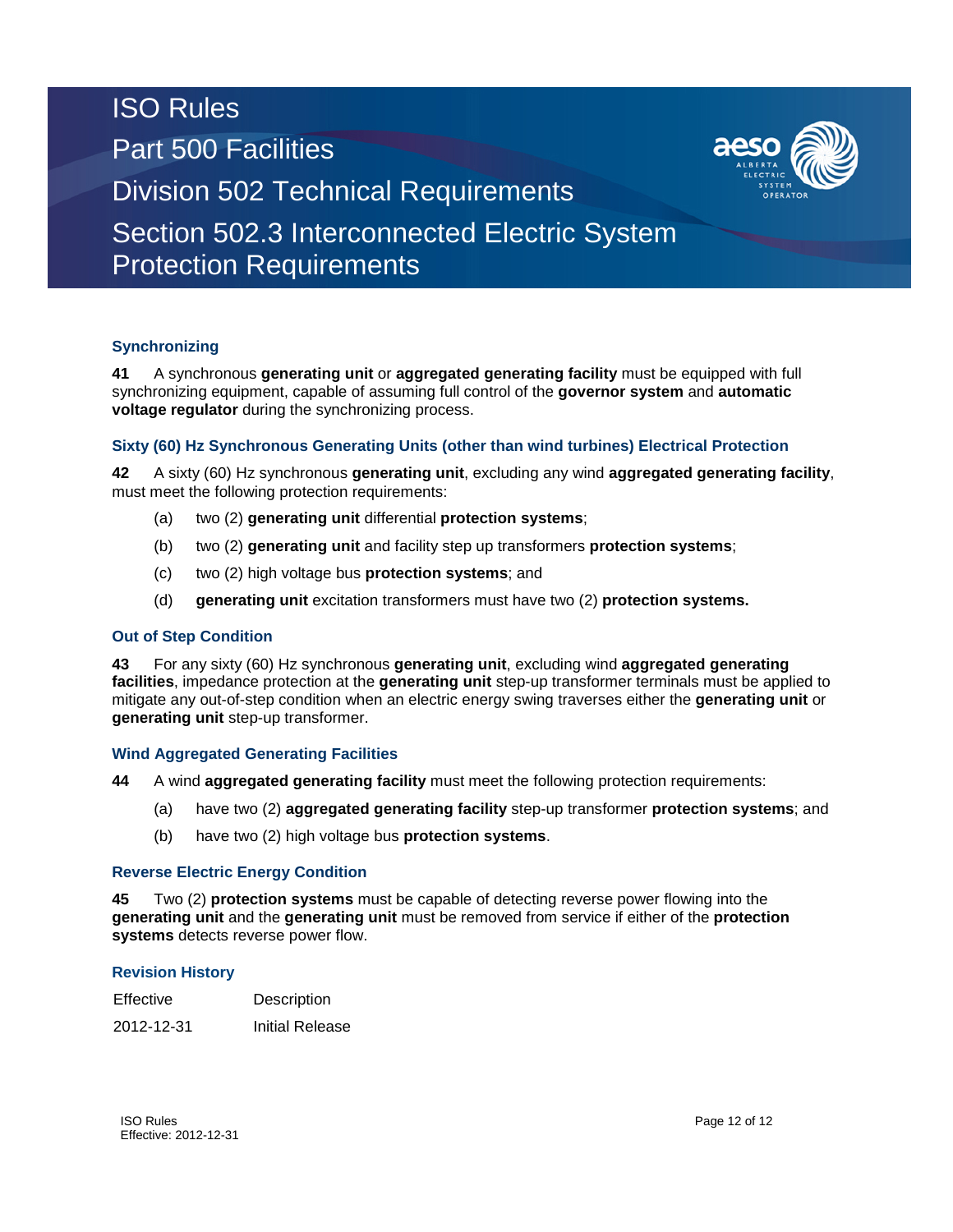## Synchronizing

**41** A synchronous **generating unit** or **aggregated generating facility** must be equipped with full synchronizing equipment, capable of assuming full control of the **governor system** and **automatic voltage regulator** during the synchronizing process.

## Sixty (60) Hz Synchronous Generating Units (other than wind turbines) Electrical Protection

**42** A sixty (60) Hz synchronous **generating unit**, excluding any wind **aggregated generating facility**, must meet the following protection requirements:

(a) two (2) **generating unit** differential **protection systems**;

(b) two (2) **generating unit** and facility step up transformers **protection systems**;

(c) two (2) high voltage bus **protection systems**; and

(d) **generating unit** excitation transformers must have two (2) **protection systems.**

## Out of Step Condition

**43** For any sixty (60) Hz synchronous **generating unit**, excluding wind **aggregated generating facilities**, impedance protection at the **generating unit** step-up transformer terminals must be applied to mitigate any out-of-step condition when an electric energy swing traverses either the **generating unit** or **generating unit** step-up transformer.

## Wind Aggregated Generating Facilities

**44** A wind **aggregated generating facility** must meet the following protection requirements:

(a) have two (2) **aggregated generating facility** step-up transformer **protection systems**; and

(b) have two (2) high voltage bus **protection systems**.

## Reverse Electric Energy Condition

**45** Two (2) **protection systems** must be capable of detecting reverse power flowing into the **generating unit** and the **generating unit** must be removed from service if either of the **protection systems** detects reverse power flow.

## Revision History

| Effective | Description |
|---|---|
| 2012-12-31 | Initial Release |